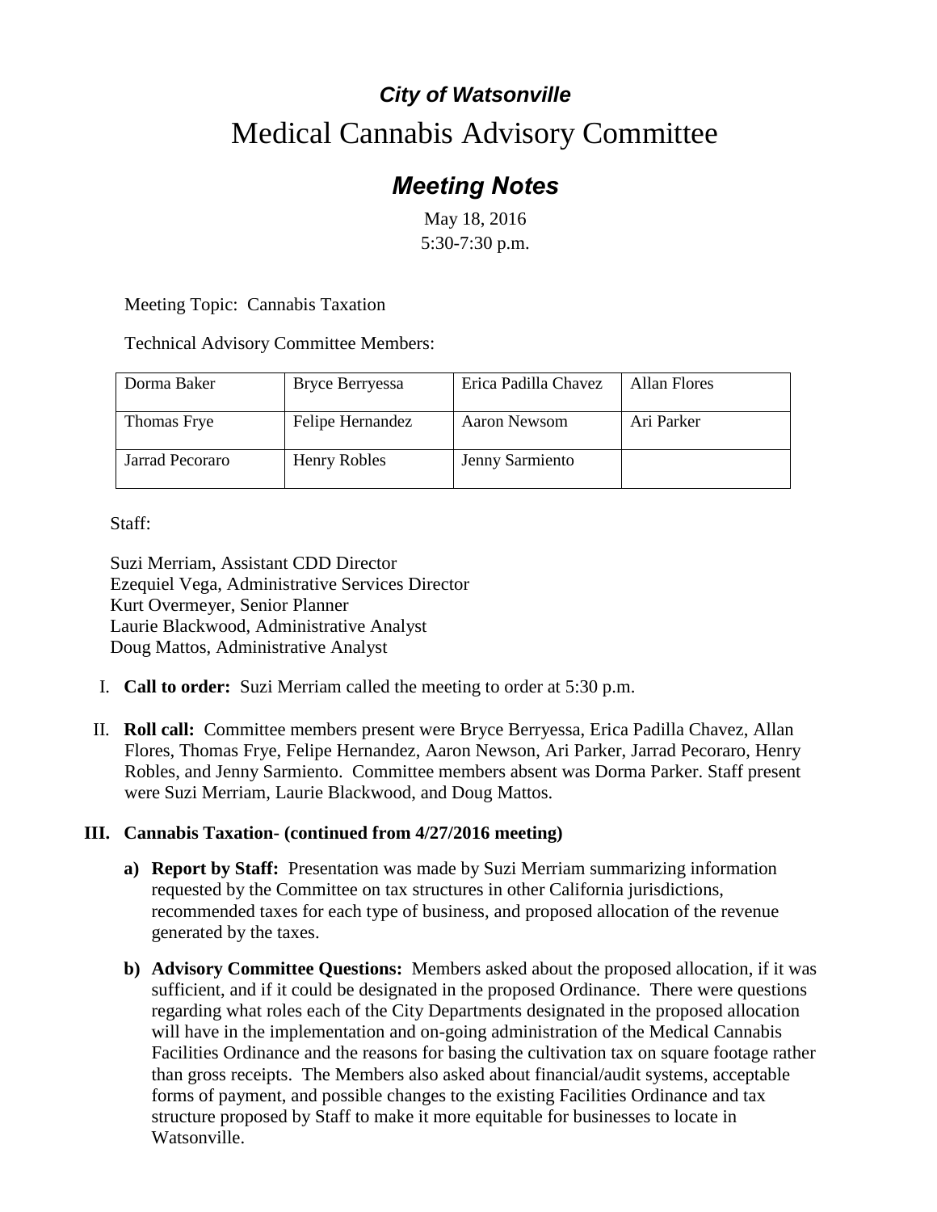***City of Watsonville***

# Medical Cannabis Advisory Committee

## *Meeting Notes*

May 18, 2016
5:30-7:30 p.m.

Meeting Topic: Cannabis Taxation

Technical Advisory Committee Members:

| Dorma Baker | Bryce Berryessa | Erica Padilla Chavez | Allan Flores |
|---|---|---|---|
| Thomas Frye | Felipe Hernandez | Aaron Newsom | Ari Parker |
| Jarrad Pecoraro | Henry Robles | Jenny Sarmiento | |

Staff:

Suzi Merriam, Assistant CDD Director
Ezequiel Vega, Administrative Services Director
Kurt Overmeyer, Senior Planner
Laurie Blackwood, Administrative Analyst
Doug Mattos, Administrative Analyst

I. **Call to order:** Suzi Merriam called the meeting to order at 5:30 p.m.

II. **Roll call:** Committee members present were Bryce Berryessa, Erica Padilla Chavez, Allan Flores, Thomas Frye, Felipe Hernandez, Aaron Newson, Ari Parker, Jarrad Pecoraro, Henry Robles, and Jenny Sarmiento. Committee members absent was Dorma Parker. Staff present were Suzi Merriam, Laurie Blackwood, and Doug Mattos.

**III. Cannabis Taxation- (continued from 4/27/2016 meeting)**

a) **Report by Staff:** Presentation was made by Suzi Merriam summarizing information requested by the Committee on tax structures in other California jurisdictions, recommended taxes for each type of business, and proposed allocation of the revenue generated by the taxes.

b) **Advisory Committee Questions:** Members asked about the proposed allocation, if it was sufficient, and if it could be designated in the proposed Ordinance. There were questions regarding what roles each of the City Departments designated in the proposed allocation will have in the implementation and on-going administration of the Medical Cannabis Facilities Ordinance and the reasons for basing the cultivation tax on square footage rather than gross receipts. The Members also asked about financial/audit systems, acceptable forms of payment, and possible changes to the existing Facilities Ordinance and tax structure proposed by Staff to make it more equitable for businesses to locate in Watsonville.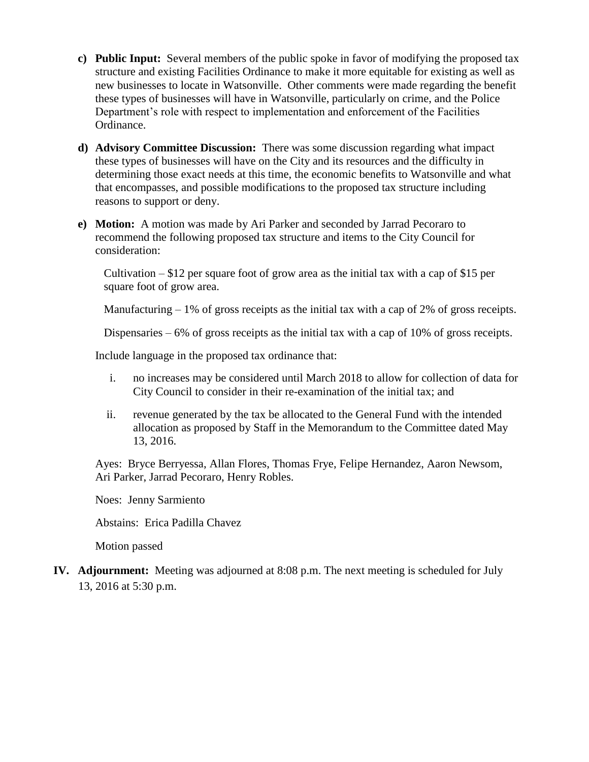c) **Public Input:** Several members of the public spoke in favor of modifying the proposed tax structure and existing Facilities Ordinance to make it more equitable for existing as well as new businesses to locate in Watsonville. Other comments were made regarding the benefit these types of businesses will have in Watsonville, particularly on crime, and the Police Department's role with respect to implementation and enforcement of the Facilities Ordinance.

d) **Advisory Committee Discussion:** There was some discussion regarding what impact these types of businesses will have on the City and its resources and the difficulty in determining those exact needs at this time, the economic benefits to Watsonville and what that encompasses, and possible modifications to the proposed tax structure including reasons to support or deny.

e) **Motion:** A motion was made by Ari Parker and seconded by Jarrad Pecoraro to recommend the following proposed tax structure and items to the City Council for consideration:

Cultivation – $12 per square foot of grow area as the initial tax with a cap of $15 per square foot of grow area.

Manufacturing – 1% of gross receipts as the initial tax with a cap of 2% of gross receipts.

Dispensaries – 6% of gross receipts as the initial tax with a cap of 10% of gross receipts.

Include language in the proposed tax ordinance that:

i. no increases may be considered until March 2018 to allow for collection of data for City Council to consider in their re-examination of the initial tax; and

ii. revenue generated by the tax be allocated to the General Fund with the intended allocation as proposed by Staff in the Memorandum to the Committee dated May 13, 2016.

Ayes: Bryce Berryessa, Allan Flores, Thomas Frye, Felipe Hernandez, Aaron Newsom, Ari Parker, Jarrad Pecoraro, Henry Robles.

Noes: Jenny Sarmiento

Abstains: Erica Padilla Chavez

Motion passed

IV. **Adjournment:** Meeting was adjourned at 8:08 p.m. The next meeting is scheduled for July 13, 2016 at 5:30 p.m.